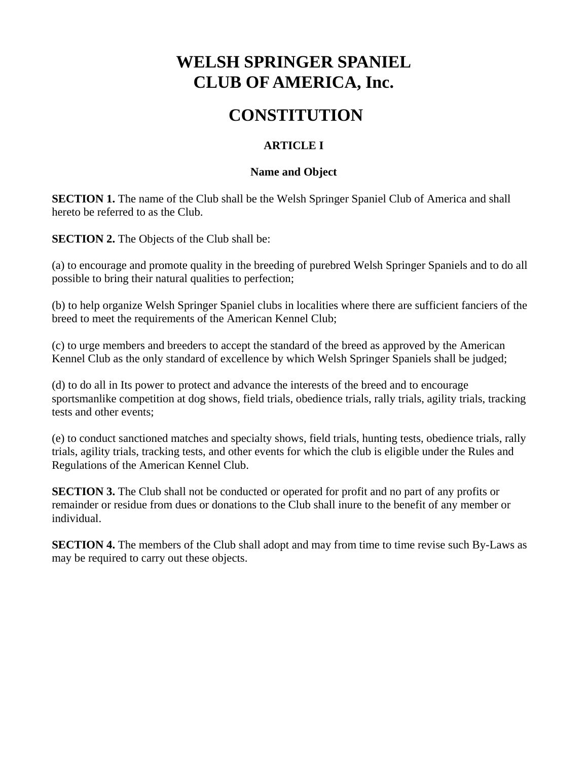# WELSH SPRINGER SPANIEL CLUB OF AMERICA, Inc.

# CONSTITUTION

## ARTICLE I

### Name and Object

**SECTION 1.** The name of the Club shall be the Welsh Springer Spaniel Club of America and shall hereto be referred to as the Club.

**SECTION 2.** The Objects of the Club shall be:

(a) to encourage and promote quality in the breeding of purebred Welsh Springer Spaniels and to do all possible to bring their natural qualities to perfection;

(b) to help organize Welsh Springer Spaniel clubs in localities where there are sufficient fanciers of the breed to meet the requirements of the American Kennel Club;

(c) to urge members and breeders to accept the standard of the breed as approved by the American Kennel Club as the only standard of excellence by which Welsh Springer Spaniels shall be judged;

(d) to do all in Its power to protect and advance the interests of the breed and to encourage sportsmanlike competition at dog shows, field trials, obedience trials, rally trials, agility trials, tracking tests and other events;

(e) to conduct sanctioned matches and specialty shows, field trials, hunting tests, obedience trials, rally trials, agility trials, tracking tests, and other events for which the club is eligible under the Rules and Regulations of the American Kennel Club.

**SECTION 3.** The Club shall not be conducted or operated for profit and no part of any profits or remainder or residue from dues or donations to the Club shall inure to the benefit of any member or individual.

**SECTION 4.** The members of the Club shall adopt and may from time to time revise such By-Laws as may be required to carry out these objects.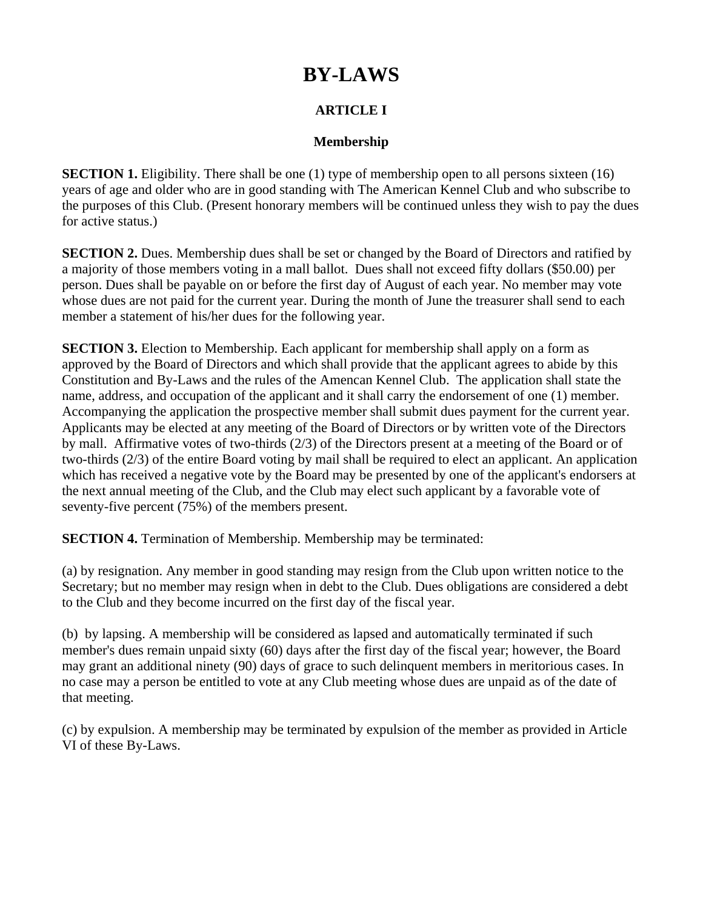# BY-LAWS

## ARTICLE I

### Membership

**SECTION 1.** Eligibility. There shall be one (1) type of membership open to all persons sixteen (16) years of age and older who are in good standing with The American Kennel Club and who subscribe to the purposes of this Club. (Present honorary members will be continued unless they wish to pay the dues for active status.)

**SECTION 2.** Dues. Membership dues shall be set or changed by the Board of Directors and ratified by a majority of those members voting in a mall ballot. Dues shall not exceed fifty dollars ($50.00) per person. Dues shall be payable on or before the first day of August of each year. No member may vote whose dues are not paid for the current year. During the month of June the treasurer shall send to each member a statement of his/her dues for the following year.

**SECTION 3.** Election to Membership. Each applicant for membership shall apply on a form as approved by the Board of Directors and which shall provide that the applicant agrees to abide by this Constitution and By-Laws and the rules of the Amencan Kennel Club. The application shall state the name, address, and occupation of the applicant and it shall carry the endorsement of one (1) member. Accompanying the application the prospective member shall submit dues payment for the current year. Applicants may be elected at any meeting of the Board of Directors or by written vote of the Directors by mall. Affirmative votes of two-thirds (2/3) of the Directors present at a meeting of the Board or of two-thirds (2/3) of the entire Board voting by mail shall be required to elect an applicant. An application which has received a negative vote by the Board may be presented by one of the applicant's endorsers at the next annual meeting of the Club, and the Club may elect such applicant by a favorable vote of seventy-five percent (75%) of the members present.

**SECTION 4.** Termination of Membership. Membership may be terminated:

(a) by resignation. Any member in good standing may resign from the Club upon written notice to the Secretary; but no member may resign when in debt to the Club. Dues obligations are considered a debt to the Club and they become incurred on the first day of the fiscal year.

(b) by lapsing. A membership will be considered as lapsed and automatically terminated if such member's dues remain unpaid sixty (60) days after the first day of the fiscal year; however, the Board may grant an additional ninety (90) days of grace to such delinquent members in meritorious cases. In no case may a person be entitled to vote at any Club meeting whose dues are unpaid as of the date of that meeting.

(c) by expulsion. A membership may be terminated by expulsion of the member as provided in Article VI of these By-Laws.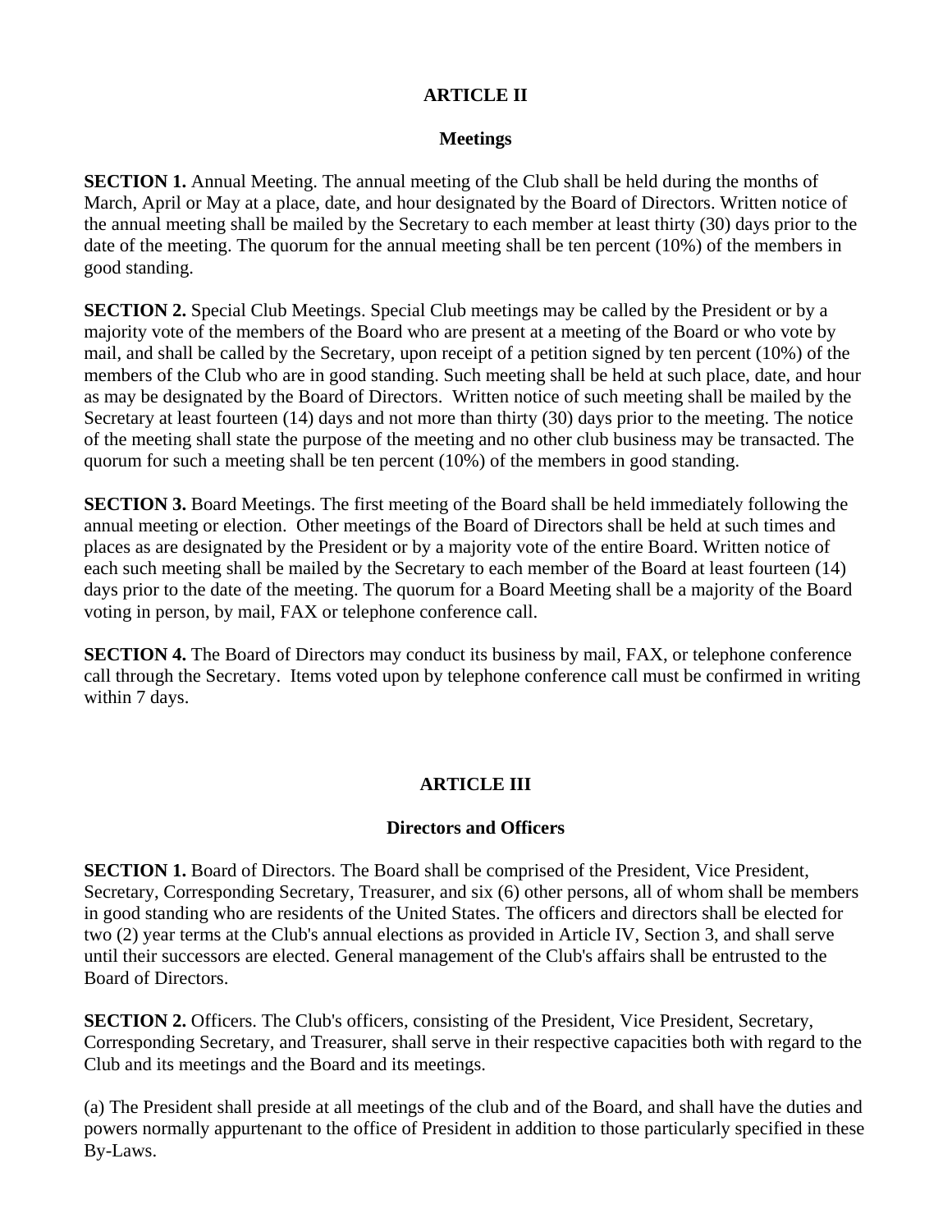## ARTICLE II

### Meetings

**SECTION 1.** Annual Meeting. The annual meeting of the Club shall be held during the months of March, April or May at a place, date, and hour designated by the Board of Directors. Written notice of the annual meeting shall be mailed by the Secretary to each member at least thirty (30) days prior to the date of the meeting. The quorum for the annual meeting shall be ten percent (10%) of the members in good standing.

**SECTION 2.** Special Club Meetings. Special Club meetings may be called by the President or by a majority vote of the members of the Board who are present at a meeting of the Board or who vote by mail, and shall be called by the Secretary, upon receipt of a petition signed by ten percent (10%) of the members of the Club who are in good standing. Such meeting shall be held at such place, date, and hour as may be designated by the Board of Directors. Written notice of such meeting shall be mailed by the Secretary at least fourteen (14) days and not more than thirty (30) days prior to the meeting. The notice of the meeting shall state the purpose of the meeting and no other club business may be transacted. The quorum for such a meeting shall be ten percent (10%) of the members in good standing.

**SECTION 3.** Board Meetings. The first meeting of the Board shall be held immediately following the annual meeting or election. Other meetings of the Board of Directors shall be held at such times and places as are designated by the President or by a majority vote of the entire Board. Written notice of each such meeting shall be mailed by the Secretary to each member of the Board at least fourteen (14) days prior to the date of the meeting. The quorum for a Board Meeting shall be a majority of the Board voting in person, by mail, FAX or telephone conference call.

**SECTION 4.** The Board of Directors may conduct its business by mail, FAX, or telephone conference call through the Secretary. Items voted upon by telephone conference call must be confirmed in writing within 7 days.

## ARTICLE III

### Directors and Officers

**SECTION 1.** Board of Directors. The Board shall be comprised of the President, Vice President, Secretary, Corresponding Secretary, Treasurer, and six (6) other persons, all of whom shall be members in good standing who are residents of the United States. The officers and directors shall be elected for two (2) year terms at the Club's annual elections as provided in Article IV, Section 3, and shall serve until their successors are elected. General management of the Club's affairs shall be entrusted to the Board of Directors.

**SECTION 2.** Officers. The Club's officers, consisting of the President, Vice President, Secretary, Corresponding Secretary, and Treasurer, shall serve in their respective capacities both with regard to the Club and its meetings and the Board and its meetings.

(a) The President shall preside at all meetings of the club and of the Board, and shall have the duties and powers normally appurtenant to the office of President in addition to those particularly specified in these By-Laws.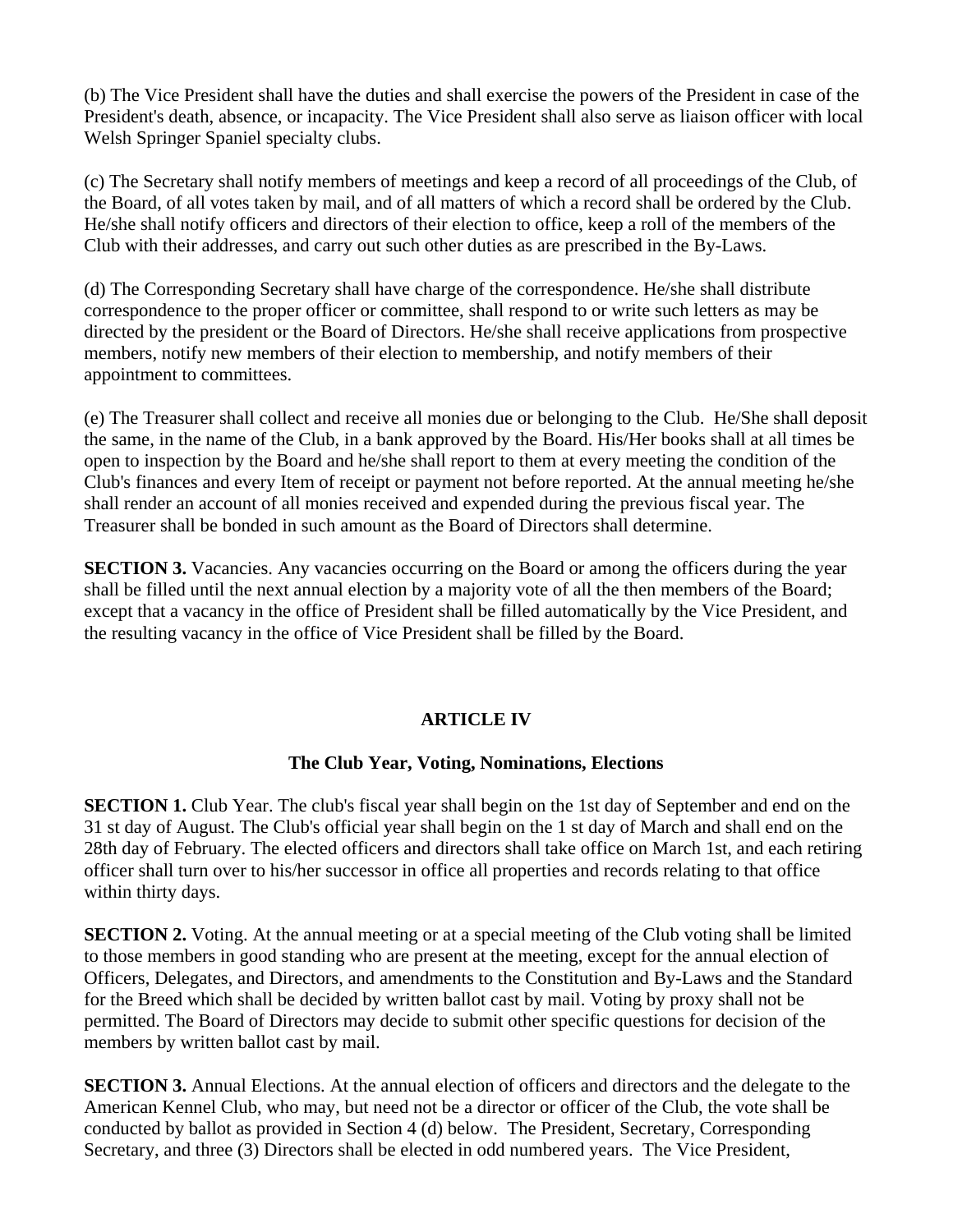(b) The Vice President shall have the duties and shall exercise the powers of the President in case of the President's death, absence, or incapacity. The Vice President shall also serve as liaison officer with local Welsh Springer Spaniel specialty clubs.

(c) The Secretary shall notify members of meetings and keep a record of all proceedings of the Club, of the Board, of all votes taken by mail, and of all matters of which a record shall be ordered by the Club. He/she shall notify officers and directors of their election to office, keep a roll of the members of the Club with their addresses, and carry out such other duties as are prescribed in the By-Laws.

(d) The Corresponding Secretary shall have charge of the correspondence. He/she shall distribute correspondence to the proper officer or committee, shall respond to or write such letters as may be directed by the president or the Board of Directors. He/she shall receive applications from prospective members, notify new members of their election to membership, and notify members of their appointment to committees.

(e) The Treasurer shall collect and receive all monies due or belonging to the Club. He/She shall deposit the same, in the name of the Club, in a bank approved by the Board. His/Her books shall at all times be open to inspection by the Board and he/she shall report to them at every meeting the condition of the Club's finances and every Item of receipt or payment not before reported. At the annual meeting he/she shall render an account of all monies received and expended during the previous fiscal year. The Treasurer shall be bonded in such amount as the Board of Directors shall determine.

**SECTION 3.** Vacancies. Any vacancies occurring on the Board or among the officers during the year shall be filled until the next annual election by a majority vote of all the then members of the Board; except that a vacancy in the office of President shall be filled automatically by the Vice President, and the resulting vacancy in the office of Vice President shall be filled by the Board.

## ARTICLE IV

### The Club Year, Voting, Nominations, Elections

**SECTION 1.** Club Year. The club's fiscal year shall begin on the 1st day of September and end on the 31 st day of August. The Club's official year shall begin on the 1 st day of March and shall end on the 28th day of February. The elected officers and directors shall take office on March 1st, and each retiring officer shall turn over to his/her successor in office all properties and records relating to that office within thirty days.

**SECTION 2.** Voting. At the annual meeting or at a special meeting of the Club voting shall be limited to those members in good standing who are present at the meeting, except for the annual election of Officers, Delegates, and Directors, and amendments to the Constitution and By-Laws and the Standard for the Breed which shall be decided by written ballot cast by mail. Voting by proxy shall not be permitted. The Board of Directors may decide to submit other specific questions for decision of the members by written ballot cast by mail.

**SECTION 3.** Annual Elections. At the annual election of officers and directors and the delegate to the American Kennel Club, who may, but need not be a director or officer of the Club, the vote shall be conducted by ballot as provided in Section 4 (d) below. The President, Secretary, Corresponding Secretary, and three (3) Directors shall be elected in odd numbered years. The Vice President,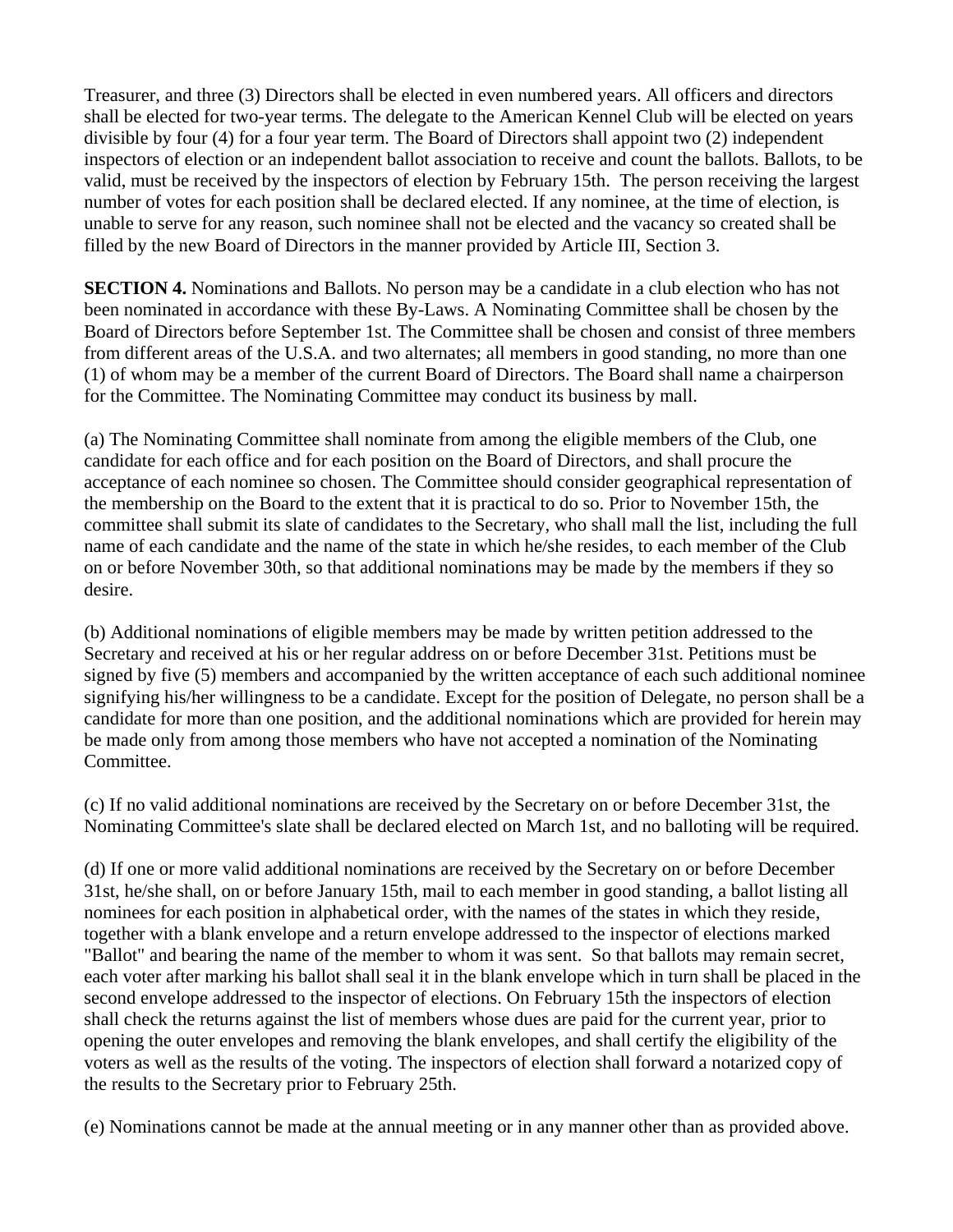Treasurer, and three (3) Directors shall be elected in even numbered years. All officers and directors shall be elected for two-year terms. The delegate to the American Kennel Club will be elected on years divisible by four (4) for a four year term. The Board of Directors shall appoint two (2) independent inspectors of election or an independent ballot association to receive and count the ballots. Ballots, to be valid, must be received by the inspectors of election by February 15th. The person receiving the largest number of votes for each position shall be declared elected. If any nominee, at the time of election, is unable to serve for any reason, such nominee shall not be elected and the vacancy so created shall be filled by the new Board of Directors in the manner provided by Article III, Section 3.

**SECTION 4.** Nominations and Ballots. No person may be a candidate in a club election who has not been nominated in accordance with these By-Laws. A Nominating Committee shall be chosen by the Board of Directors before September 1st. The Committee shall be chosen and consist of three members from different areas of the U.S.A. and two alternates; all members in good standing, no more than one (1) of whom may be a member of the current Board of Directors. The Board shall name a chairperson for the Committee. The Nominating Committee may conduct its business by mall.

(a) The Nominating Committee shall nominate from among the eligible members of the Club, one candidate for each office and for each position on the Board of Directors, and shall procure the acceptance of each nominee so chosen. The Committee should consider geographical representation of the membership on the Board to the extent that it is practical to do so. Prior to November 15th, the committee shall submit its slate of candidates to the Secretary, who shall mall the list, including the full name of each candidate and the name of the state in which he/she resides, to each member of the Club on or before November 30th, so that additional nominations may be made by the members if they so desire.

(b) Additional nominations of eligible members may be made by written petition addressed to the Secretary and received at his or her regular address on or before December 31st. Petitions must be signed by five (5) members and accompanied by the written acceptance of each such additional nominee signifying his/her willingness to be a candidate. Except for the position of Delegate, no person shall be a candidate for more than one position, and the additional nominations which are provided for herein may be made only from among those members who have not accepted a nomination of the Nominating Committee.

(c) If no valid additional nominations are received by the Secretary on or before December 31st, the Nominating Committee's slate shall be declared elected on March 1st, and no balloting will be required.

(d) If one or more valid additional nominations are received by the Secretary on or before December 31st, he/she shall, on or before January 15th, mail to each member in good standing, a ballot listing all nominees for each position in alphabetical order, with the names of the states in which they reside, together with a blank envelope and a return envelope addressed to the inspector of elections marked "Ballot" and bearing the name of the member to whom it was sent. So that ballots may remain secret, each voter after marking his ballot shall seal it in the blank envelope which in turn shall be placed in the second envelope addressed to the inspector of elections. On February 15th the inspectors of election shall check the returns against the list of members whose dues are paid for the current year, prior to opening the outer envelopes and removing the blank envelopes, and shall certify the eligibility of the voters as well as the results of the voting. The inspectors of election shall forward a notarized copy of the results to the Secretary prior to February 25th.

(e) Nominations cannot be made at the annual meeting or in any manner other than as provided above.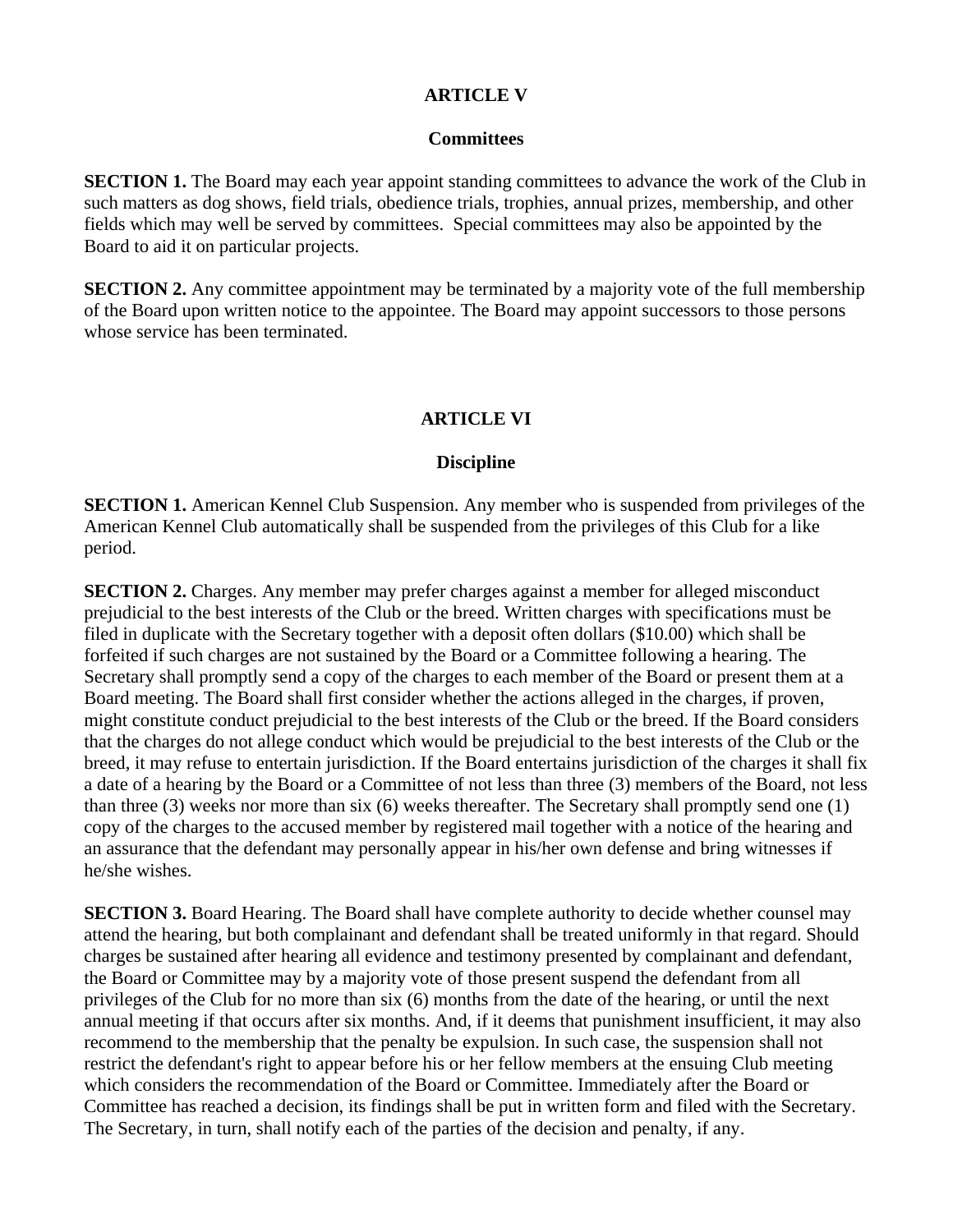## ARTICLE V

### Committees

**SECTION 1.** The Board may each year appoint standing committees to advance the work of the Club in such matters as dog shows, field trials, obedience trials, trophies, annual prizes, membership, and other fields which may well be served by committees. Special committees may also be appointed by the Board to aid it on particular projects.

**SECTION 2.** Any committee appointment may be terminated by a majority vote of the full membership of the Board upon written notice to the appointee. The Board may appoint successors to those persons whose service has been terminated.

## ARTICLE VI

### Discipline

**SECTION 1.** American Kennel Club Suspension. Any member who is suspended from privileges of the American Kennel Club automatically shall be suspended from the privileges of this Club for a like period.

**SECTION 2.** Charges. Any member may prefer charges against a member for alleged misconduct prejudicial to the best interests of the Club or the breed. Written charges with specifications must be filed in duplicate with the Secretary together with a deposit often dollars ($10.00) which shall be forfeited if such charges are not sustained by the Board or a Committee following a hearing. The Secretary shall promptly send a copy of the charges to each member of the Board or present them at a Board meeting. The Board shall first consider whether the actions alleged in the charges, if proven, might constitute conduct prejudicial to the best interests of the Club or the breed. If the Board considers that the charges do not allege conduct which would be prejudicial to the best interests of the Club or the breed, it may refuse to entertain jurisdiction. If the Board entertains jurisdiction of the charges it shall fix a date of a hearing by the Board or a Committee of not less than three (3) members of the Board, not less than three (3) weeks nor more than six (6) weeks thereafter. The Secretary shall promptly send one (1) copy of the charges to the accused member by registered mail together with a notice of the hearing and an assurance that the defendant may personally appear in his/her own defense and bring witnesses if he/she wishes.

**SECTION 3.** Board Hearing. The Board shall have complete authority to decide whether counsel may attend the hearing, but both complainant and defendant shall be treated uniformly in that regard. Should charges be sustained after hearing all evidence and testimony presented by complainant and defendant, the Board or Committee may by a majority vote of those present suspend the defendant from all privileges of the Club for no more than six (6) months from the date of the hearing, or until the next annual meeting if that occurs after six months. And, if it deems that punishment insufficient, it may also recommend to the membership that the penalty be expulsion. In such case, the suspension shall not restrict the defendant's right to appear before his or her fellow members at the ensuing Club meeting which considers the recommendation of the Board or Committee. Immediately after the Board or Committee has reached a decision, its findings shall be put in written form and filed with the Secretary. The Secretary, in turn, shall notify each of the parties of the decision and penalty, if any.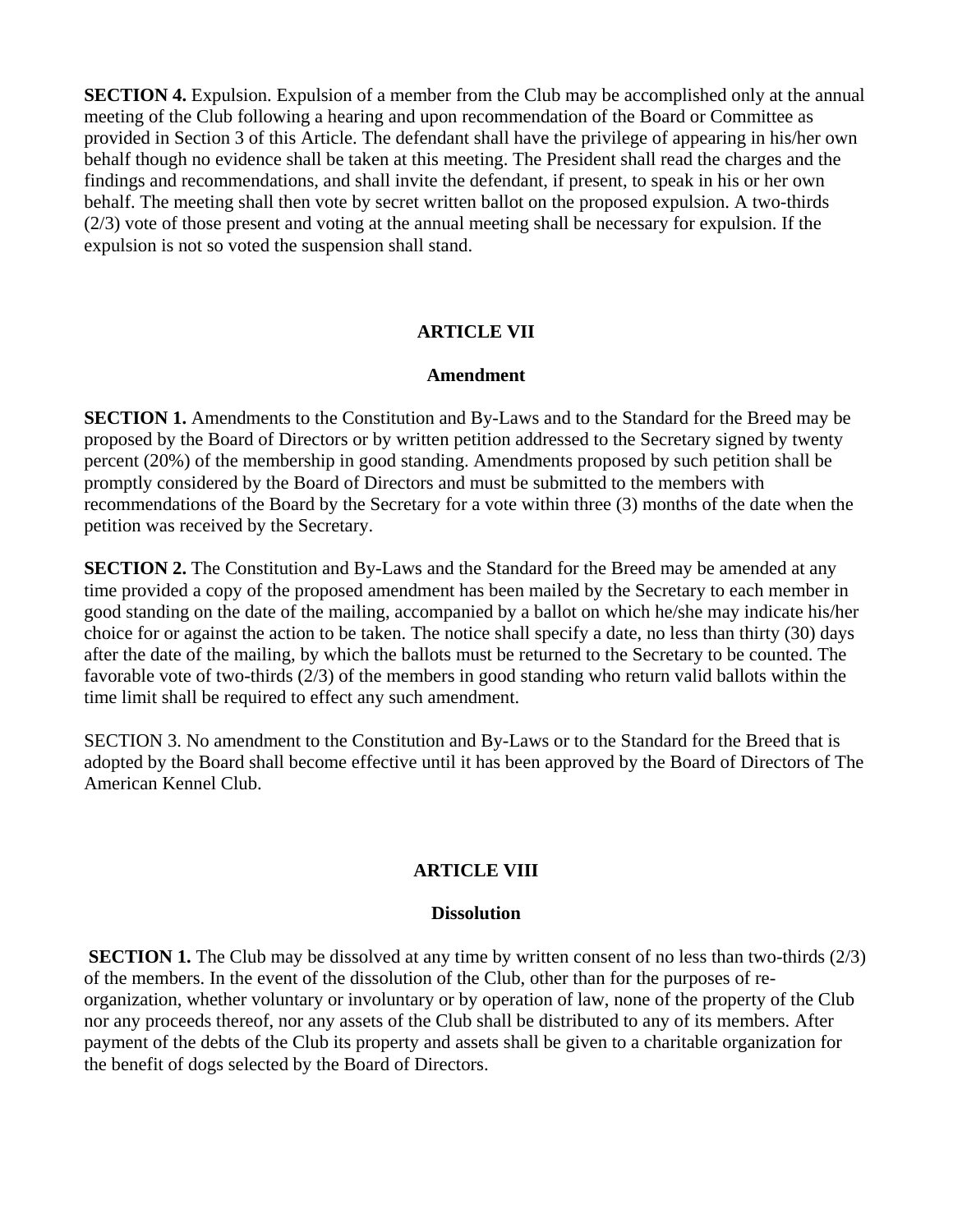**SECTION 4.** Expulsion. Expulsion of a member from the Club may be accomplished only at the annual meeting of the Club following a hearing and upon recommendation of the Board or Committee as provided in Section 3 of this Article. The defendant shall have the privilege of appearing in his/her own behalf though no evidence shall be taken at this meeting. The President shall read the charges and the findings and recommendations, and shall invite the defendant, if present, to speak in his or her own behalf. The meeting shall then vote by secret written ballot on the proposed expulsion. A two-thirds (2/3) vote of those present and voting at the annual meeting shall be necessary for expulsion. If the expulsion is not so voted the suspension shall stand.

## ARTICLE VII

### Amendment

**SECTION 1.** Amendments to the Constitution and By-Laws and to the Standard for the Breed may be proposed by the Board of Directors or by written petition addressed to the Secretary signed by twenty percent (20%) of the membership in good standing. Amendments proposed by such petition shall be promptly considered by the Board of Directors and must be submitted to the members with recommendations of the Board by the Secretary for a vote within three (3) months of the date when the petition was received by the Secretary.

**SECTION 2.** The Constitution and By-Laws and the Standard for the Breed may be amended at any time provided a copy of the proposed amendment has been mailed by the Secretary to each member in good standing on the date of the mailing, accompanied by a ballot on which he/she may indicate his/her choice for or against the action to be taken. The notice shall specify a date, no less than thirty (30) days after the date of the mailing, by which the ballots must be returned to the Secretary to be counted. The favorable vote of two-thirds (2/3) of the members in good standing who return valid ballots within the time limit shall be required to effect any such amendment.

SECTION 3. No amendment to the Constitution and By-Laws or to the Standard for the Breed that is adopted by the Board shall become effective until it has been approved by the Board of Directors of The American Kennel Club.

## ARTICLE VIII

### Dissolution

**SECTION 1.** The Club may be dissolved at any time by written consent of no less than two-thirds (2/3) of the members. In the event of the dissolution of the Club, other than for the purposes of re-organization, whether voluntary or involuntary or by operation of law, none of the property of the Club nor any proceeds thereof, nor any assets of the Club shall be distributed to any of its members. After payment of the debts of the Club its property and assets shall be given to a charitable organization for the benefit of dogs selected by the Board of Directors.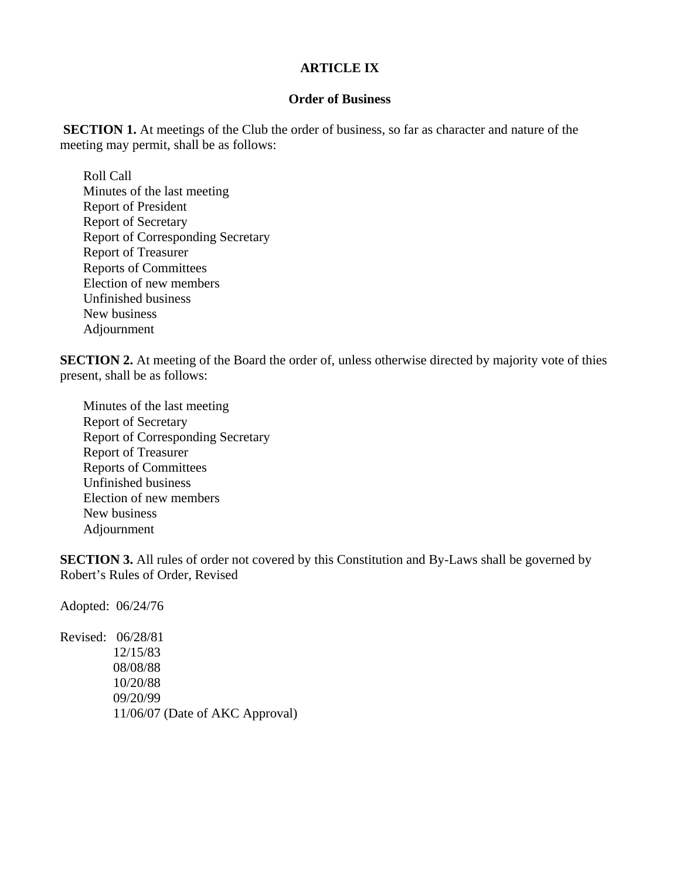## ARTICLE IX

### Order of Business

**SECTION 1.** At meetings of the Club the order of business, so far as character and nature of the meeting may permit, shall be as follows:

Roll Call
Minutes of the last meeting
Report of President
Report of Secretary
Report of Corresponding Secretary
Report of Treasurer
Reports of Committees
Election of new members
Unfinished business
New business
Adjournment

**SECTION 2.** At meeting of the Board the order of, unless otherwise directed by majority vote of thies present, shall be as follows:

Minutes of the last meeting
Report of Secretary
Report of Corresponding Secretary
Report of Treasurer
Reports of Committees
Unfinished business
Election of new members
New business
Adjournment

**SECTION 3.** All rules of order not covered by this Constitution and By-Laws shall be governed by Robert's Rules of Order, Revised

Adopted: 06/24/76

Revised: 06/28/81
12/15/83
08/08/88
10/20/88
09/20/99
11/06/07 (Date of AKC Approval)